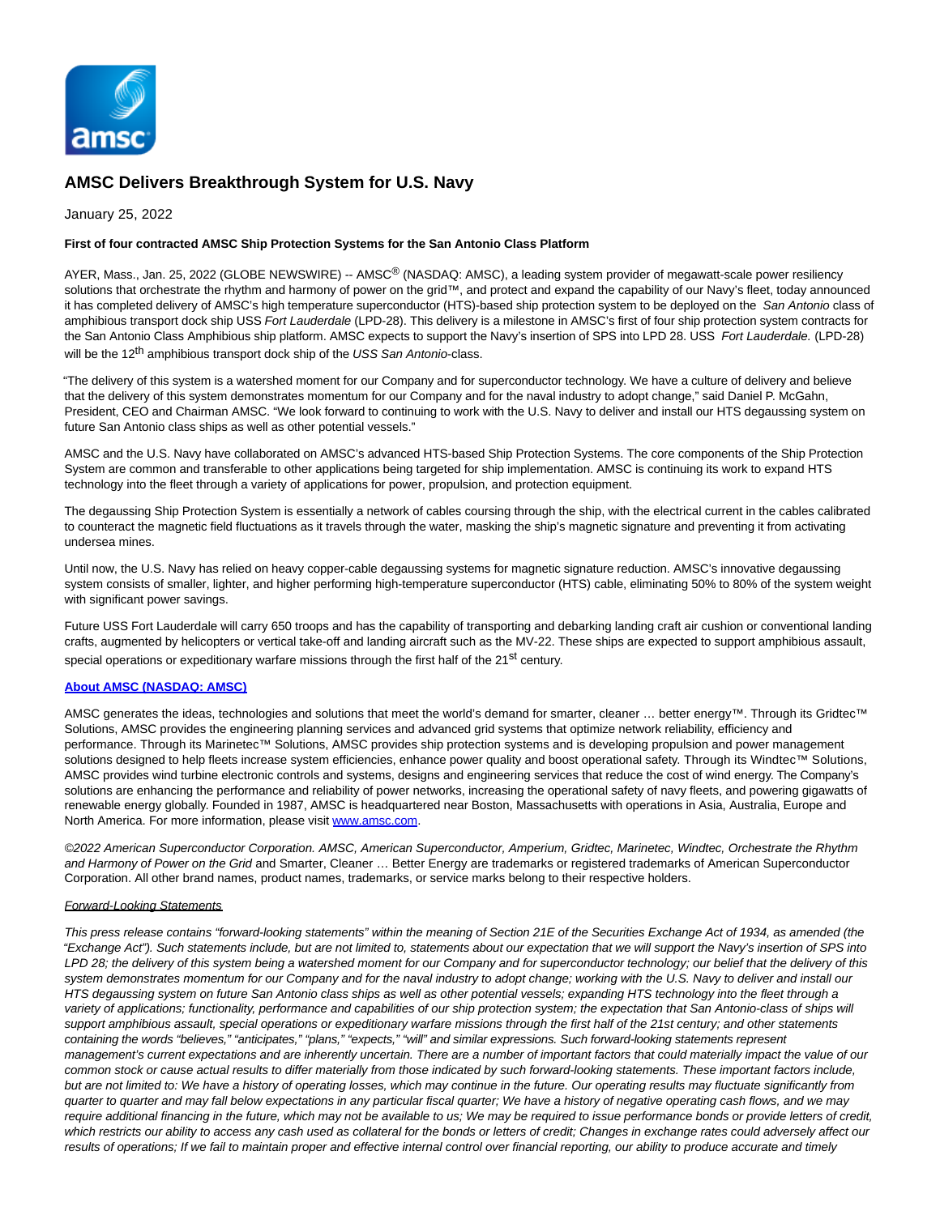# AMSC Delivers Breakthrough System for U.S. Navy

January 25, 2022

**First of four contracted AMSC Ship Protection Systems for the San Antonio Class Platform**

AYER, Mass., Jan. 25, 2022 (GLOBE NEWSWIRE) -- AMSC® (NASDAQ: AMSC), a leading system provider of megawatt-scale power resiliency solutions that orchestrate the rhythm and harmony of power on the grid™, and protect and expand the capability of our Navy's fleet, today announced it has completed delivery of AMSC's high temperature superconductor (HTS)-based ship protection system to be deployed on the *San Antonio* class of amphibious transport dock ship USS *Fort Lauderdale* (LPD-28). This delivery is a milestone in AMSC's first of four ship protection system contracts for the San Antonio Class Amphibious ship platform. AMSC expects to support the Navy's insertion of SPS into LPD 28. USS *Fort Lauderdale.* (LPD-28) will be the 12th amphibious transport dock ship of the *USS San Antonio*-class.

"The delivery of this system is a watershed moment for our Company and for superconductor technology. We have a culture of delivery and believe that the delivery of this system demonstrates momentum for our Company and for the naval industry to adopt change," said Daniel P. McGahn, President, CEO and Chairman AMSC. "We look forward to continuing to work with the U.S. Navy to deliver and install our HTS degaussing system on future San Antonio class ships as well as other potential vessels."

AMSC and the U.S. Navy have collaborated on AMSC's advanced HTS-based Ship Protection Systems. The core components of the Ship Protection System are common and transferable to other applications being targeted for ship implementation. AMSC is continuing its work to expand HTS technology into the fleet through a variety of applications for power, propulsion, and protection equipment.

The degaussing Ship Protection System is essentially a network of cables coursing through the ship, with the electrical current in the cables calibrated to counteract the magnetic field fluctuations as it travels through the water, masking the ship's magnetic signature and preventing it from activating undersea mines.

Until now, the U.S. Navy has relied on heavy copper-cable degaussing systems for magnetic signature reduction. AMSC's innovative degaussing system consists of smaller, lighter, and higher performing high-temperature superconductor (HTS) cable, eliminating 50% to 80% of the system weight with significant power savings.

Future USS Fort Lauderdale will carry 650 troops and has the capability of transporting and debarking landing craft air cushion or conventional landing crafts, augmented by helicopters or vertical take-off and landing aircraft such as the MV-22. These ships are expected to support amphibious assault, special operations or expeditionary warfare missions through the first half of the 21st century.

**About AMSC (NASDAQ: AMSC)**

AMSC generates the ideas, technologies and solutions that meet the world's demand for smarter, cleaner … better energy™. Through its Gridtec™ Solutions, AMSC provides the engineering planning services and advanced grid systems that optimize network reliability, efficiency and performance. Through its Marinetec™ Solutions, AMSC provides ship protection systems and is developing propulsion and power management solutions designed to help fleets increase system efficiencies, enhance power quality and boost operational safety. Through its Windtec™ Solutions, AMSC provides wind turbine electronic controls and systems, designs and engineering services that reduce the cost of wind energy. The Company's solutions are enhancing the performance and reliability of power networks, increasing the operational safety of navy fleets, and powering gigawatts of renewable energy globally. Founded in 1987, AMSC is headquartered near Boston, Massachusetts with operations in Asia, Australia, Europe and North America. For more information, please visit www.amsc.com.

*©2022 American Superconductor Corporation. AMSC, American Superconductor, Amperium, Gridtec, Marinetec, Windtec, Orchestrate the Rhythm and Harmony of Power on the Grid* and Smarter, Cleaner … Better Energy are trademarks or registered trademarks of American Superconductor Corporation. All other brand names, product names, trademarks, or service marks belong to their respective holders.

*Forward-Looking Statements*

*This press release contains "forward-looking statements" within the meaning of Section 21E of the Securities Exchange Act of 1934, as amended (the "Exchange Act"). Such statements include, but are not limited to, statements about our expectation that we will support the Navy's insertion of SPS into LPD 28; the delivery of this system being a watershed moment for our Company and for superconductor technology; our belief that the delivery of this system demonstrates momentum for our Company and for the naval industry to adopt change; working with the U.S. Navy to deliver and install our HTS degaussing system on future San Antonio class ships as well as other potential vessels; expanding HTS technology into the fleet through a variety of applications; functionality, performance and capabilities of our ship protection system; the expectation that San Antonio-class of ships will support amphibious assault, special operations or expeditionary warfare missions through the first half of the 21st century; and other statements containing the words "believes," "anticipates," "plans," "expects," "will" and similar expressions. Such forward-looking statements represent management's current expectations and are inherently uncertain. There are a number of important factors that could materially impact the value of our common stock or cause actual results to differ materially from those indicated by such forward-looking statements. These important factors include, but are not limited to: We have a history of operating losses, which may continue in the future. Our operating results may fluctuate significantly from quarter to quarter and may fall below expectations in any particular fiscal quarter; We have a history of negative operating cash flows, and we may require additional financing in the future, which may not be available to us; We may be required to issue performance bonds or provide letters of credit, which restricts our ability to access any cash used as collateral for the bonds or letters of credit; Changes in exchange rates could adversely affect our results of operations; If we fail to maintain proper and effective internal control over financial reporting, our ability to produce accurate and timely*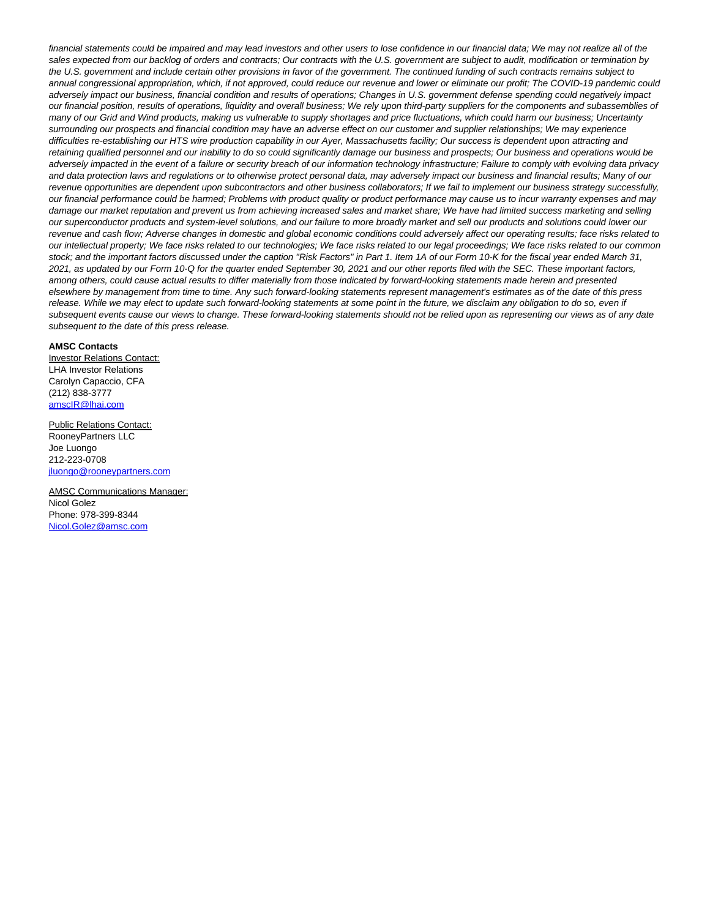*financial statements could be impaired and may lead investors and other users to lose confidence in our financial data; We may not realize all of the sales expected from our backlog of orders and contracts; Our contracts with the U.S. government are subject to audit, modification or termination by the U.S. government and include certain other provisions in favor of the government. The continued funding of such contracts remains subject to annual congressional appropriation, which, if not approved, could reduce our revenue and lower or eliminate our profit; The COVID-19 pandemic could adversely impact our business, financial condition and results of operations; Changes in U.S. government defense spending could negatively impact our financial position, results of operations, liquidity and overall business; We rely upon third-party suppliers for the components and subassemblies of many of our Grid and Wind products, making us vulnerable to supply shortages and price fluctuations, which could harm our business; Uncertainty surrounding our prospects and financial condition may have an adverse effect on our customer and supplier relationships; We may experience difficulties re-establishing our HTS wire production capability in our Ayer, Massachusetts facility; Our success is dependent upon attracting and retaining qualified personnel and our inability to do so could significantly damage our business and prospects; Our business and operations would be adversely impacted in the event of a failure or security breach of our information technology infrastructure; Failure to comply with evolving data privacy and data protection laws and regulations or to otherwise protect personal data, may adversely impact our business and financial results; Many of our revenue opportunities are dependent upon subcontractors and other business collaborators; If we fail to implement our business strategy successfully, our financial performance could be harmed; Problems with product quality or product performance may cause us to incur warranty expenses and may damage our market reputation and prevent us from achieving increased sales and market share; We have had limited success marketing and selling our superconductor products and system-level solutions, and our failure to more broadly market and sell our products and solutions could lower our revenue and cash flow; Adverse changes in domestic and global economic conditions could adversely affect our operating results; face risks related to our intellectual property; We face risks related to our technologies; We face risks related to our legal proceedings; We face risks related to our common stock; and the important factors discussed under the caption "Risk Factors" in Part 1. Item 1A of our Form 10-K for the fiscal year ended March 31, 2021, as updated by our Form 10-Q for the quarter ended September 30, 2021 and our other reports filed with the SEC. These important factors, among others, could cause actual results to differ materially from those indicated by forward-looking statements made herein and presented elsewhere by management from time to time. Any such forward-looking statements represent management's estimates as of the date of this press release. While we may elect to update such forward-looking statements at some point in the future, we disclaim any obligation to do so, even if subsequent events cause our views to change. These forward-looking statements should not be relied upon as representing our views as of any date subsequent to the date of this press release.*

**AMSC Contacts**

Investor Relations Contact:
LHA Investor Relations
Carolyn Capaccio, CFA
(212) 838-3777
amscIR@lhai.com

Public Relations Contact:
RooneyPartners LLC
Joe Luongo
212-223-0708
jluongo@rooneypartners.com

AMSC Communications Manager:
Nicol Golez
Phone: 978-399-8344
Nicol.Golez@amsc.com